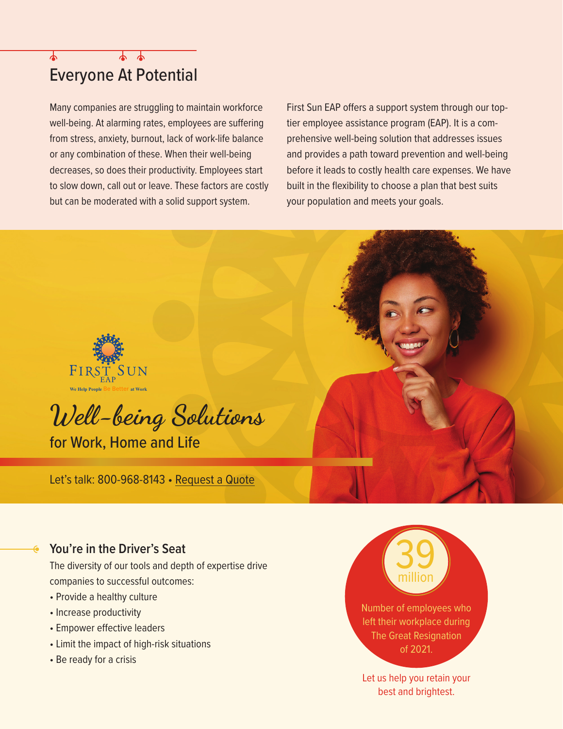## Everyone At Potential

Many companies are struggling to maintain workforce well-being. At alarming rates, employees are suffering from stress, anxiety, burnout, lack of work-life balance or any combination of these. When their well-being decreases, so does their productivity. Employees start to slow down, call out or leave. These factors are costly but can be moderated with a solid support system.

First Sun EAP offers a support system through our top-tier employee assistance program (EAP). It is a comprehensive well-being solution that addresses issues and provides a path toward prevention and well-being before it leads to costly health care expenses. We have built in the flexibility to choose a plan that best suits your population and meets your goals.

FIRST SUN EAP

We Help People Be Better at Work

# *Well-being Solutions*

for Work, Home and Life

Let's talk: 800-968-8143 • Request a Quote

### You're in the Driver's Seat

The diversity of our tools and depth of expertise drive companies to successful outcomes:

- Provide a healthy culture
- Increase productivity
- Empower effective leaders
- Limit the impact of high-risk situations
- Be ready for a crisis

**39 million**

Number of employees who left their workplace during The Great Resignation of 2021.

Let us help you retain your best and brightest.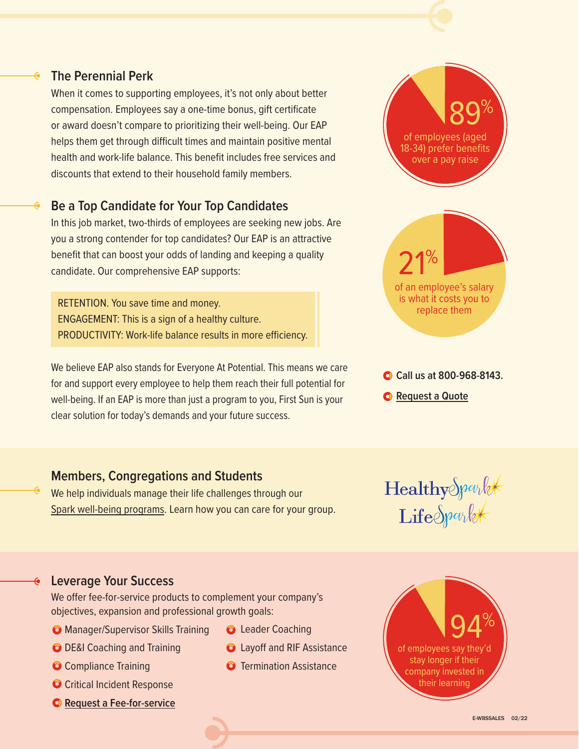## The Perennial Perk

When it comes to supporting employees, it's not only about better compensation. Employees say a one-time bonus, gift certificate or award doesn't compare to prioritizing their well-being. Our EAP helps them get through difficult times and maintain positive mental health and work-life balance. This benefit includes free services and discounts that extend to their household family members.

89%
of employees (aged 18-34) prefer benefits over a pay raise

## Be a Top Candidate for Your Top Candidates

In this job market, two-thirds of employees are seeking new jobs. Are you a strong contender for top candidates? Our EAP is an attractive benefit that can boost your odds of landing and keeping a quality candidate. Our comprehensive EAP supports:

RETENTION. You save time and money.
ENGAGEMENT: This is a sign of a healthy culture.
PRODUCTIVITY: Work-life balance results in more efficiency.

21%
of an employee's salary is what it costs you to replace them

We believe EAP also stands for Everyone At Potential. This means we care for and support every employee to help them reach their full potential for well-being. If an EAP is more than just a program to you, First Sun is your clear solution for today's demands and your future success.

- **Call us at 800-968-8143.**
- **Request a Quote**

## Members, Congregations and Students

We help individuals manage their life challenges through our Spark well-being programs. Learn how you can care for your group.

HealthySpark
LifeSpark

## Leverage Your Success

We offer fee-for-service products to complement your company's objectives, expansion and professional growth goals:

- Manager/Supervisor Skills Training
- DE&I Coaching and Training
- Compliance Training
- Critical Incident Response
- Leader Coaching
- Layoff and RIF Assistance
- Termination Assistance
- **Request a Fee-for-service**

94%
of employees say they'd stay longer if their company invested in their learning

E-WBSSALES 02/22